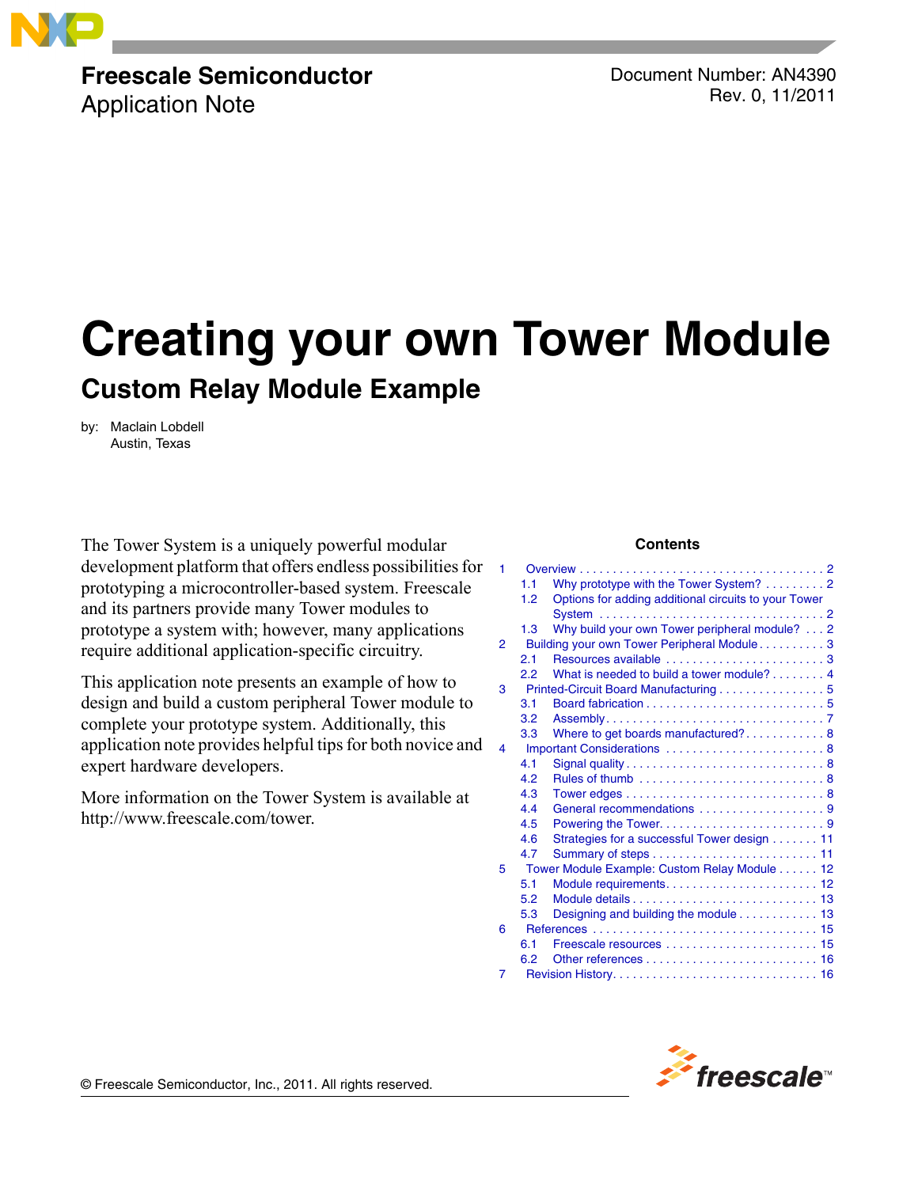**Freescale Semiconductor**
Application Note

Document Number: AN4390
Rev. 0, 11/2011

# Creating your own Tower Module

## Custom Relay Module Example

by: Maclain Lobdell
Austin, Texas

The Tower System is a uniquely powerful modular development platform that offers endless possibilities for prototyping a microcontroller-based system. Freescale and its partners provide many Tower modules to prototype a system with; however, many applications require additional application-specific circuitry.

This application note presents an example of how to design and build a custom peripheral Tower module to complete your prototype system. Additionally, this application note provides helpful tips for both novice and expert hardware developers.

More information on the Tower System is available at http://www.freescale.com/tower.

**Contents**

1 Overview . . . 2
  1.1 Why prototype with the Tower System? . . . 2
  1.2 Options for adding additional circuits to your Tower System . . . 2
  1.3 Why build your own Tower peripheral module? . . . 2
2 Building your own Tower Peripheral Module . . . 3
  2.1 Resources available . . . 3
  2.2 What is needed to build a tower module? . . . 4
3 Printed-Circuit Board Manufacturing . . . 5
  3.1 Board fabrication . . . 5
  3.2 Assembly . . . 7
  3.3 Where to get boards manufactured? . . . 8
4 Important Considerations . . . 8
  4.1 Signal quality . . . 8
  4.2 Rules of thumb . . . 8
  4.3 Tower edges . . . 8
  4.4 General recommendations . . . 9
  4.5 Powering the Tower . . . 9
  4.6 Strategies for a successful Tower design . . . 11
  4.7 Summary of steps . . . 11
5 Tower Module Example: Custom Relay Module . . . 12
  5.1 Module requirements . . . 12
  5.2 Module details . . . 13
  5.3 Designing and building the module . . . 13
6 References . . . 15
  6.1 Freescale resources . . . 15
  6.2 Other references . . . 16
7 Revision History . . . 16

© Freescale Semiconductor, Inc., 2011. All rights reserved.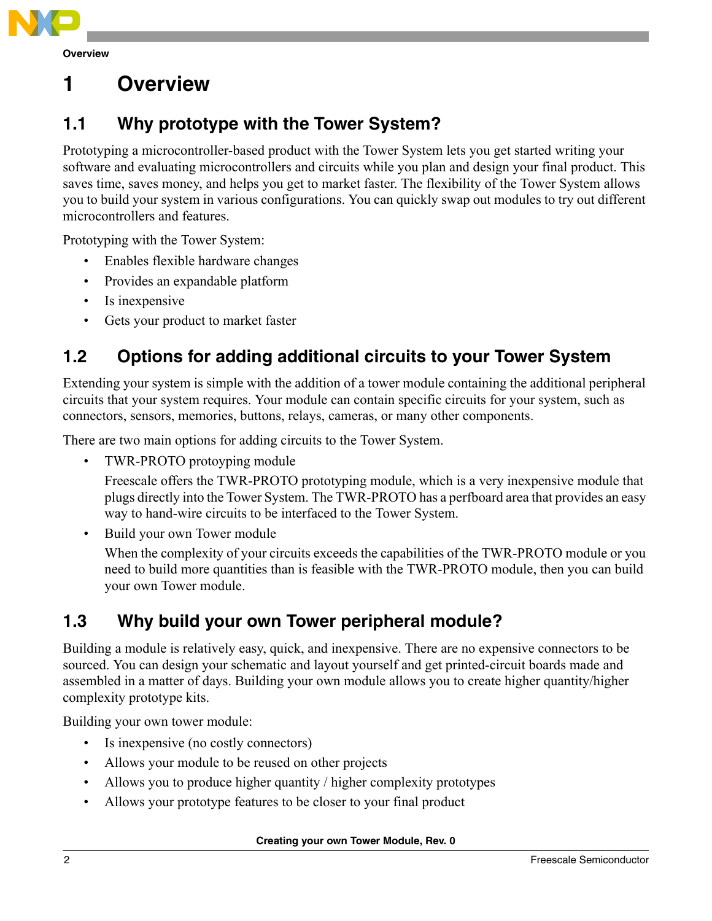#  1 Overview

## 1.1 Why prototype with the Tower System?

Prototyping a microcontroller-based product with the Tower System lets you get started writing your software and evaluating microcontrollers and circuits while you plan and design your final product. This saves time, saves money, and helps you get to market faster. The flexibility of the Tower System allows you to build your system in various configurations. You can quickly swap out modules to try out different microcontrollers and features.

Prototyping with the Tower System:

- Enables flexible hardware changes
- Provides an expandable platform
- Is inexpensive
- Gets your product to market faster

## 1.2 Options for adding additional circuits to your Tower System

Extending your system is simple with the addition of a tower module containing the additional peripheral circuits that your system requires. Your module can contain specific circuits for your system, such as connectors, sensors, memories, buttons, relays, cameras, or many other components.

There are two main options for adding circuits to the Tower System.

- TWR-PROTO protoyping module

  Freescale offers the TWR-PROTO prototyping module, which is a very inexpensive module that plugs directly into the Tower System. The TWR-PROTO has a perfboard area that provides an easy way to hand-wire circuits to be interfaced to the Tower System.

- Build your own Tower module

  When the complexity of your circuits exceeds the capabilities of the TWR-PROTO module or you need to build more quantities than is feasible with the TWR-PROTO module, then you can build your own Tower module.

## 1.3 Why build your own Tower peripheral module?

Building a module is relatively easy, quick, and inexpensive. There are no expensive connectors to be sourced. You can design your schematic and layout yourself and get printed-circuit boards made and assembled in a matter of days. Building your own module allows you to create higher quantity/higher complexity prototype kits.

Building your own tower module:

- Is inexpensive (no costly connectors)
- Allows your module to be reused on other projects
- Allows you to produce higher quantity / higher complexity prototypes
- Allows your prototype features to be closer to your final product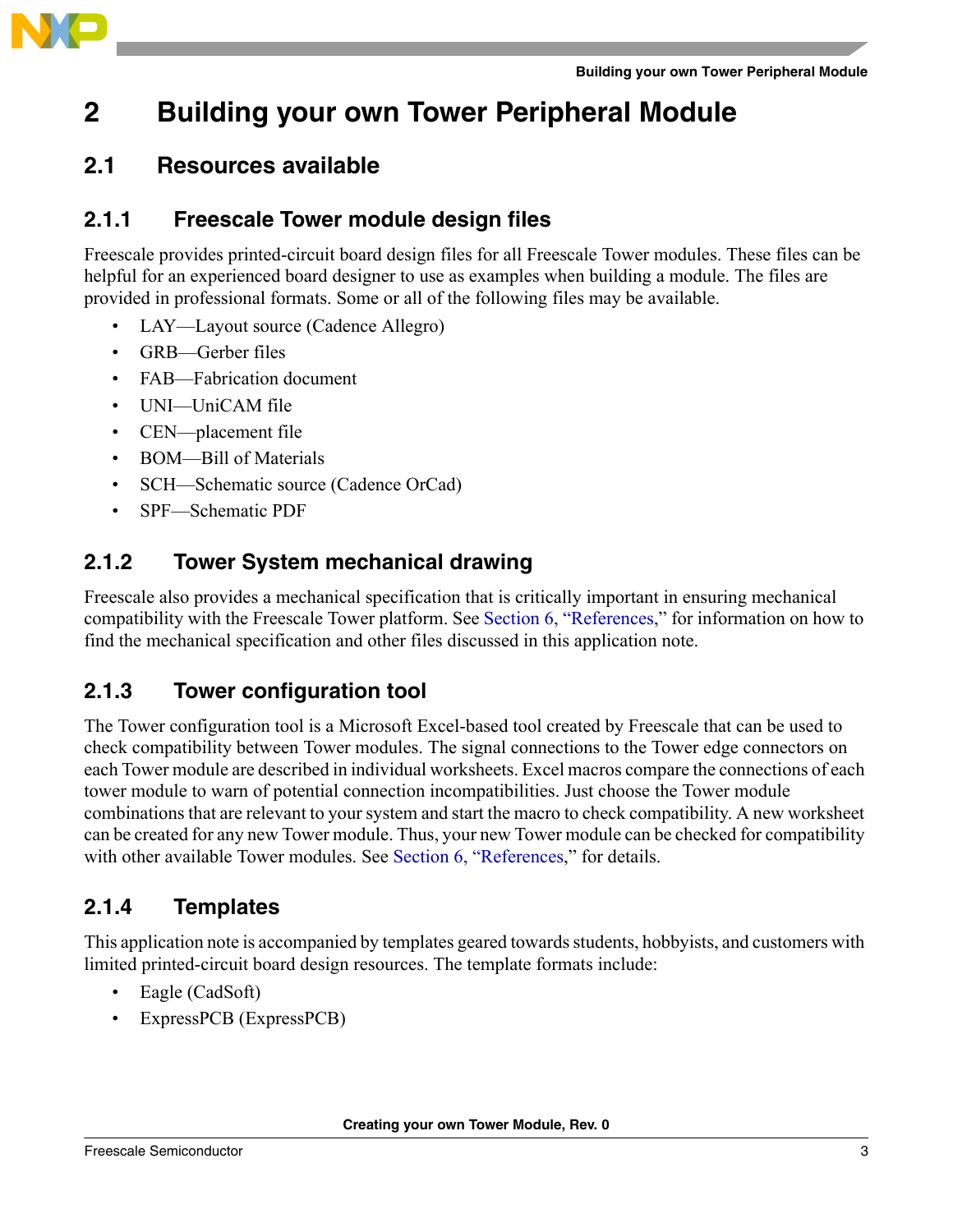# 2 Building your own Tower Peripheral Module

## 2.1 Resources available

### 2.1.1 Freescale Tower module design files

Freescale provides printed-circuit board design files for all Freescale Tower modules. These files can be helpful for an experienced board designer to use as examples when building a module. The files are provided in professional formats. Some or all of the following files may be available.

- LAY—Layout source (Cadence Allegro)
- GRB—Gerber files
- FAB—Fabrication document
- UNI—UniCAM file
- CEN—placement file
- BOM—Bill of Materials
- SCH—Schematic source (Cadence OrCad)
- SPF—Schematic PDF

### 2.1.2 Tower System mechanical drawing

Freescale also provides a mechanical specification that is critically important in ensuring mechanical compatibility with the Freescale Tower platform. See Section 6, "References," for information on how to find the mechanical specification and other files discussed in this application note.

### 2.1.3 Tower configuration tool

The Tower configuration tool is a Microsoft Excel-based tool created by Freescale that can be used to check compatibility between Tower modules. The signal connections to the Tower edge connectors on each Tower module are described in individual worksheets. Excel macros compare the connections of each tower module to warn of potential connection incompatibilities. Just choose the Tower module combinations that are relevant to your system and start the macro to check compatibility. A new worksheet can be created for any new Tower module. Thus, your new Tower module can be checked for compatibility with other available Tower modules. See Section 6, "References," for details.

### 2.1.4 Templates

This application note is accompanied by templates geared towards students, hobbyists, and customers with limited printed-circuit board design resources. The template formats include:

- Eagle (CadSoft)
- ExpressPCB (ExpressPCB)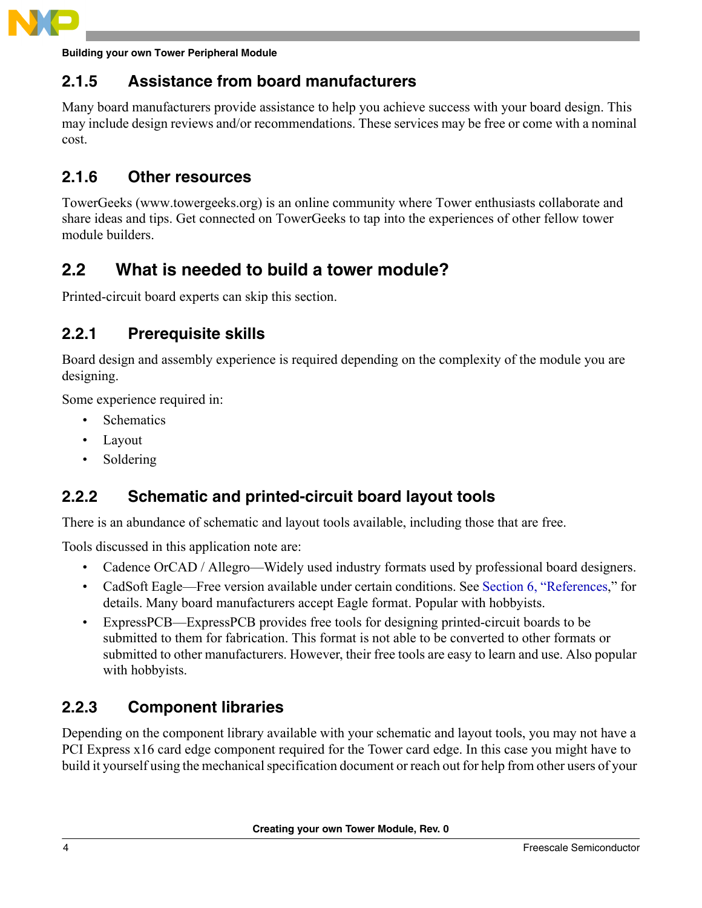### 2.1.5 Assistance from board manufacturers

Many board manufacturers provide assistance to help you achieve success with your board design. This may include design reviews and/or recommendations. These services may be free or come with a nominal cost.

### 2.1.6 Other resources

TowerGeeks (www.towergeeks.org) is an online community where Tower enthusiasts collaborate and share ideas and tips. Get connected on TowerGeeks to tap into the experiences of other fellow tower module builders.

## 2.2 What is needed to build a tower module?

Printed-circuit board experts can skip this section.

### 2.2.1 Prerequisite skills

Board design and assembly experience is required depending on the complexity of the module you are designing.

Some experience required in:

- Schematics
- Layout
- Soldering

### 2.2.2 Schematic and printed-circuit board layout tools

There is an abundance of schematic and layout tools available, including those that are free.

Tools discussed in this application note are:

- Cadence OrCAD / Allegro—Widely used industry formats used by professional board designers.
- CadSoft Eagle—Free version available under certain conditions. See Section 6, "References," for details. Many board manufacturers accept Eagle format. Popular with hobbyists.
- ExpressPCB—ExpressPCB provides free tools for designing printed-circuit boards to be submitted to them for fabrication. This format is not able to be converted to other formats or submitted to other manufacturers. However, their free tools are easy to learn and use. Also popular with hobbyists.

### 2.2.3 Component libraries

Depending on the component library available with your schematic and layout tools, you may not have a PCI Express x16 card edge component required for the Tower card edge. In this case you might have to build it yourself using the mechanical specification document or reach out for help from other users of your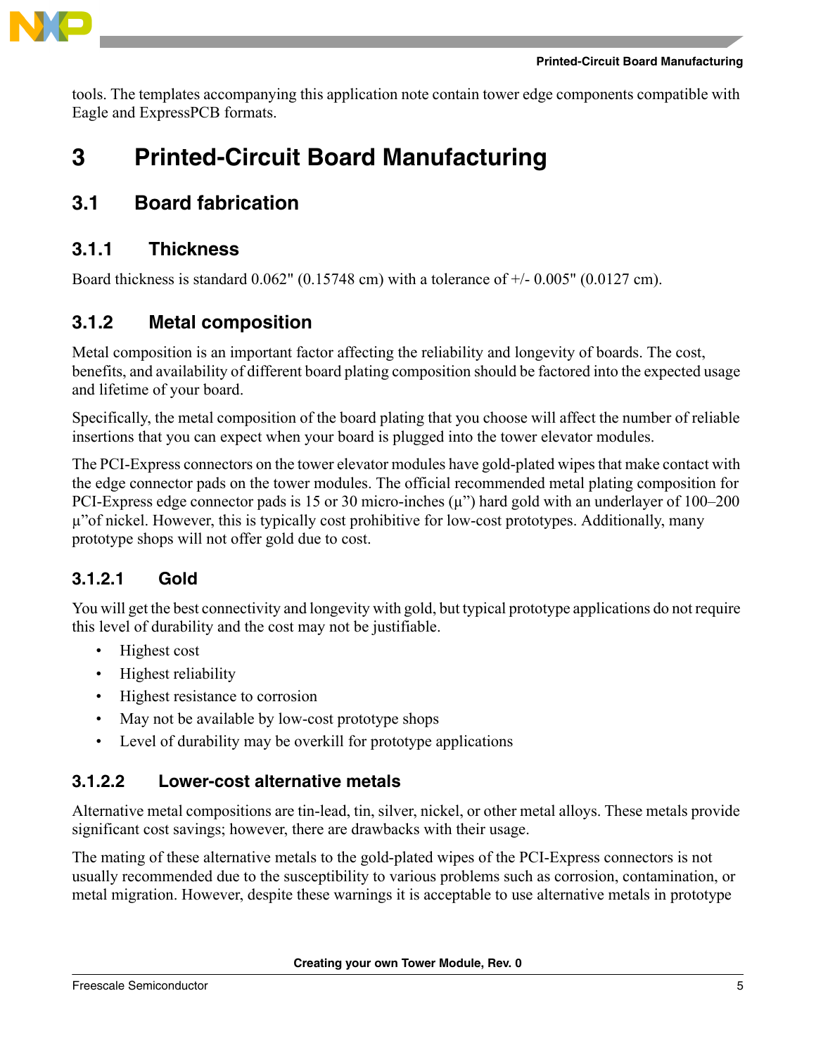tools. The templates accompanying this application note contain tower edge components compatible with Eagle and ExpressPCB formats.

# 3 Printed-Circuit Board Manufacturing

## 3.1 Board fabrication

### 3.1.1 Thickness

Board thickness is standard 0.062" (0.15748 cm) with a tolerance of +/- 0.005" (0.0127 cm).

### 3.1.2 Metal composition

Metal composition is an important factor affecting the reliability and longevity of boards. The cost, benefits, and availability of different board plating composition should be factored into the expected usage and lifetime of your board.

Specifically, the metal composition of the board plating that you choose will affect the number of reliable insertions that you can expect when your board is plugged into the tower elevator modules.

The PCI-Express connectors on the tower elevator modules have gold-plated wipes that make contact with the edge connector pads on the tower modules. The official recommended metal plating composition for PCI-Express edge connector pads is 15 or 30 micro-inches (µ") hard gold with an underlayer of 100–200 µ"of nickel. However, this is typically cost prohibitive for low-cost prototypes. Additionally, many prototype shops will not offer gold due to cost.

#### 3.1.2.1 Gold

You will get the best connectivity and longevity with gold, but typical prototype applications do not require this level of durability and the cost may not be justifiable.

- Highest cost
- Highest reliability
- Highest resistance to corrosion
- May not be available by low-cost prototype shops
- Level of durability may be overkill for prototype applications

#### 3.1.2.2 Lower-cost alternative metals

Alternative metal compositions are tin-lead, tin, silver, nickel, or other metal alloys. These metals provide significant cost savings; however, there are drawbacks with their usage.

The mating of these alternative metals to the gold-plated wipes of the PCI-Express connectors is not usually recommended due to the susceptibility to various problems such as corrosion, contamination, or metal migration. However, despite these warnings it is acceptable to use alternative metals in prototype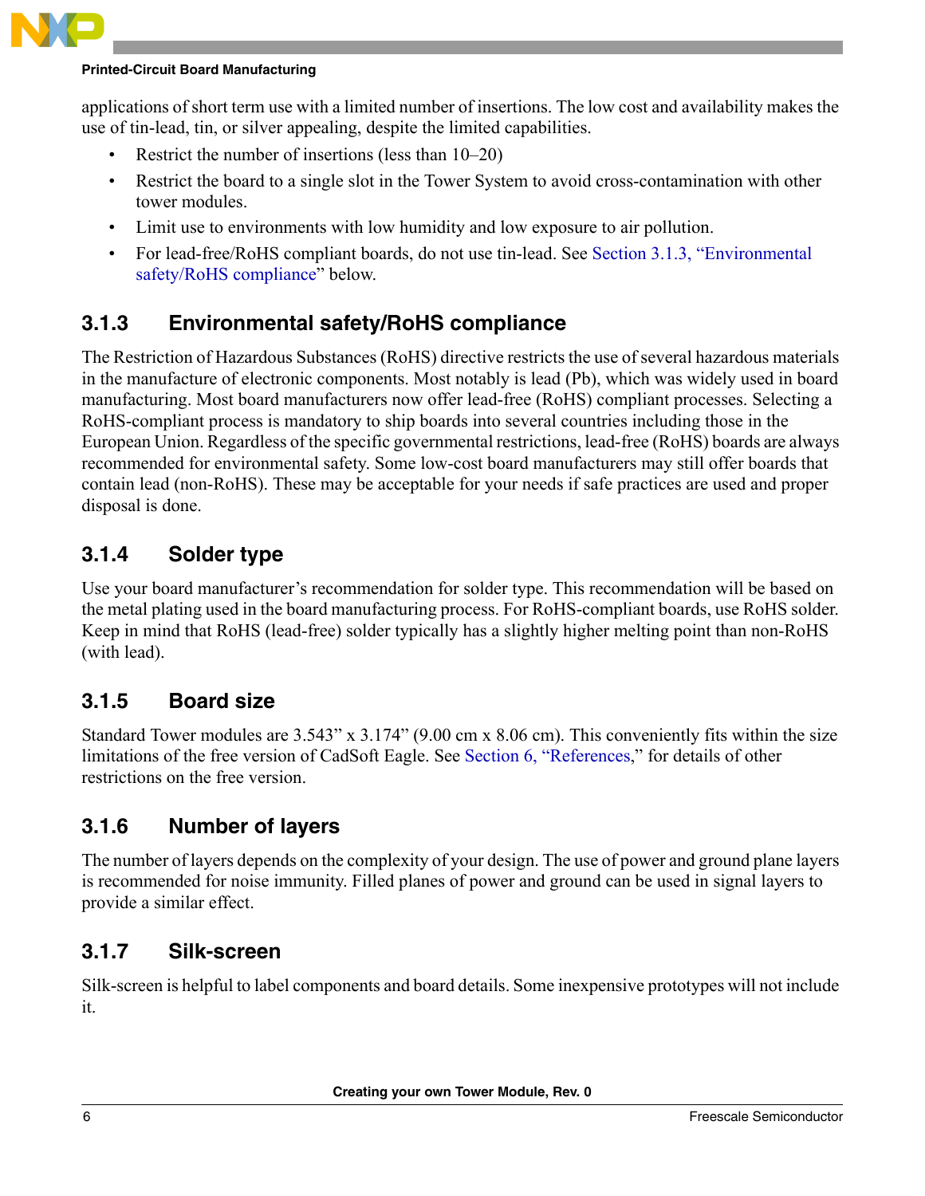applications of short term use with a limited number of insertions. The low cost and availability makes the use of tin-lead, tin, or silver appealing, despite the limited capabilities.

- Restrict the number of insertions (less than 10–20)
- Restrict the board to a single slot in the Tower System to avoid cross-contamination with other tower modules.
- Limit use to environments with low humidity and low exposure to air pollution.
- For lead-free/RoHS compliant boards, do not use tin-lead. See Section 3.1.3, "Environmental safety/RoHS compliance" below.

### 3.1.3 Environmental safety/RoHS compliance

The Restriction of Hazardous Substances (RoHS) directive restricts the use of several hazardous materials in the manufacture of electronic components. Most notably is lead (Pb), which was widely used in board manufacturing. Most board manufacturers now offer lead-free (RoHS) compliant processes. Selecting a RoHS-compliant process is mandatory to ship boards into several countries including those in the European Union. Regardless of the specific governmental restrictions, lead-free (RoHS) boards are always recommended for environmental safety. Some low-cost board manufacturers may still offer boards that contain lead (non-RoHS). These may be acceptable for your needs if safe practices are used and proper disposal is done.

### 3.1.4 Solder type

Use your board manufacturer's recommendation for solder type. This recommendation will be based on the metal plating used in the board manufacturing process. For RoHS-compliant boards, use RoHS solder. Keep in mind that RoHS (lead-free) solder typically has a slightly higher melting point than non-RoHS (with lead).

### 3.1.5 Board size

Standard Tower modules are 3.543" x 3.174" (9.00 cm x 8.06 cm). This conveniently fits within the size limitations of the free version of CadSoft Eagle. See Section 6, "References," for details of other restrictions on the free version.

### 3.1.6 Number of layers

The number of layers depends on the complexity of your design. The use of power and ground plane layers is recommended for noise immunity. Filled planes of power and ground can be used in signal layers to provide a similar effect.

### 3.1.7 Silk-screen

Silk-screen is helpful to label components and board details. Some inexpensive prototypes will not include it.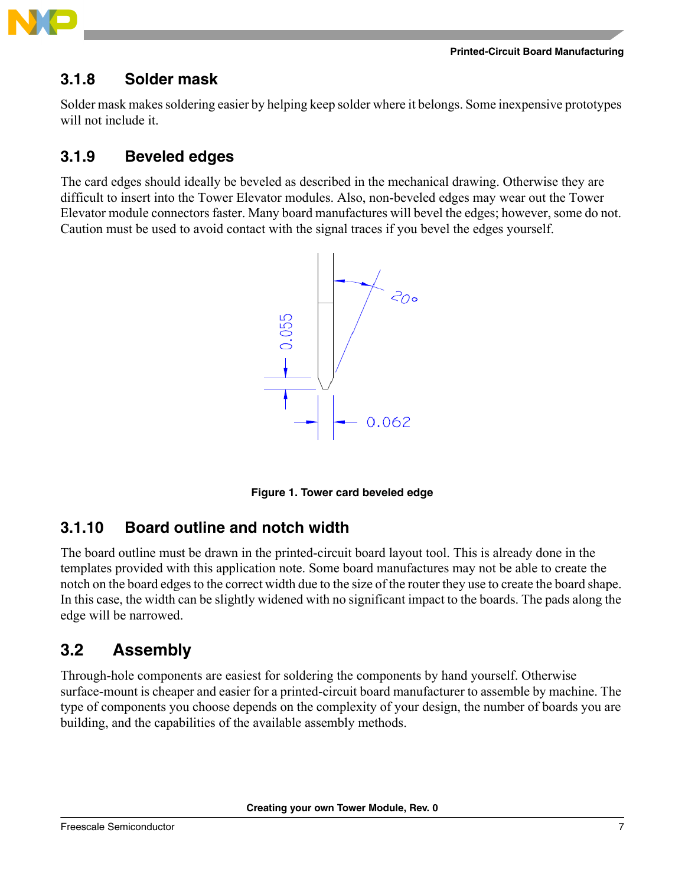### 3.1.8 Solder mask

Solder mask makes soldering easier by helping keep solder where it belongs. Some inexpensive prototypes will not include it.

### 3.1.9 Beveled edges

The card edges should ideally be beveled as described in the mechanical drawing. Otherwise they are difficult to insert into the Tower Elevator modules. Also, non-beveled edges may wear out the Tower Elevator module connectors faster. Many board manufactures will bevel the edges; however, some do not. Caution must be used to avoid contact with the signal traces if you bevel the edges yourself.

**Figure 1. Tower card beveled edge**

### 3.1.10 Board outline and notch width

The board outline must be drawn in the printed-circuit board layout tool. This is already done in the templates provided with this application note. Some board manufactures may not be able to create the notch on the board edges to the correct width due to the size of the router they use to create the board shape. In this case, the width can be slightly widened with no significant impact to the boards. The pads along the edge will be narrowed.

## 3.2 Assembly

Through-hole components are easiest for soldering the components by hand yourself. Otherwise surface-mount is cheaper and easier for a printed-circuit board manufacturer to assemble by machine. The type of components you choose depends on the complexity of your design, the number of boards you are building, and the capabilities of the available assembly methods.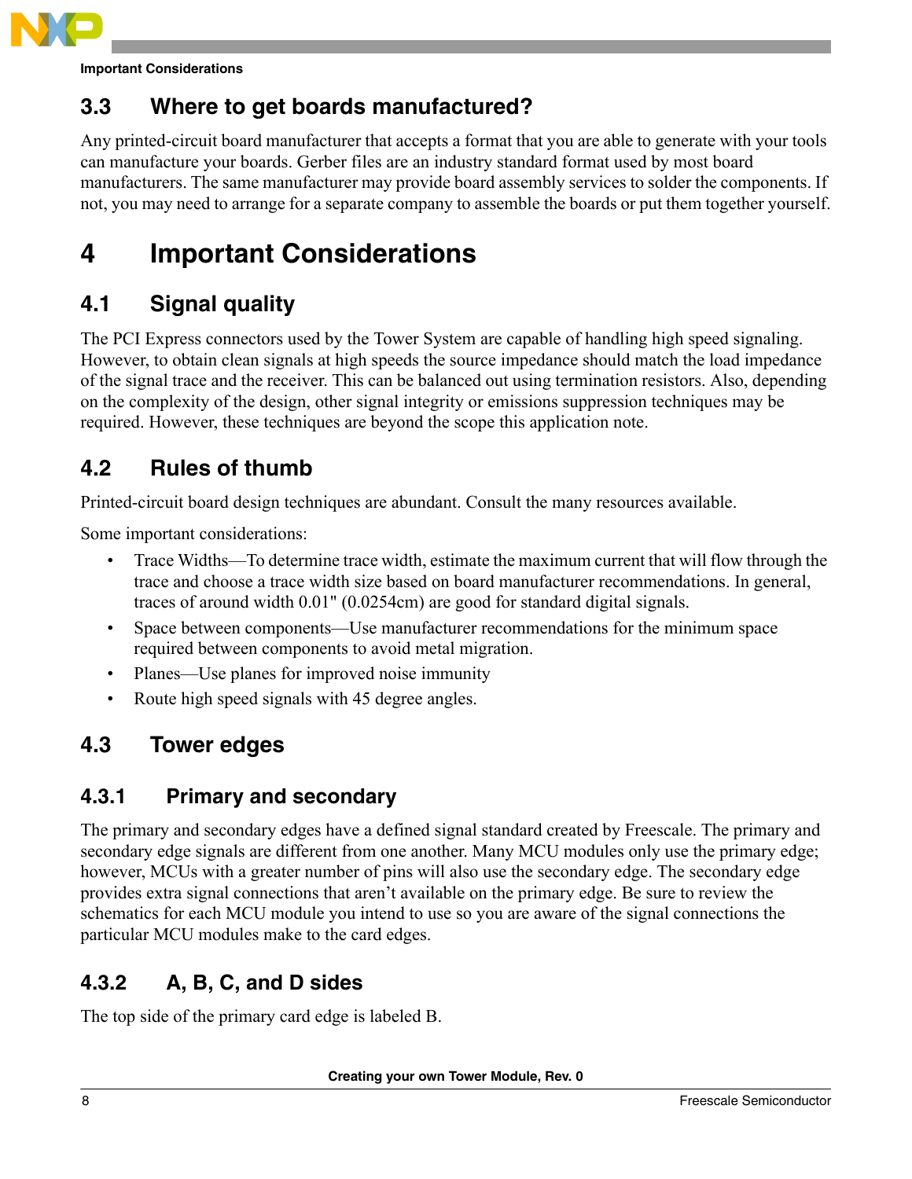## 3.3 Where to get boards manufactured?

Any printed-circuit board manufacturer that accepts a format that you are able to generate with your tools can manufacture your boards. Gerber files are an industry standard format used by most board manufacturers. The same manufacturer may provide board assembly services to solder the components. If not, you may need to arrange for a separate company to assemble the boards or put them together yourself.

# 4 Important Considerations

## 4.1 Signal quality

The PCI Express connectors used by the Tower System are capable of handling high speed signaling. However, to obtain clean signals at high speeds the source impedance should match the load impedance of the signal trace and the receiver. This can be balanced out using termination resistors. Also, depending on the complexity of the design, other signal integrity or emissions suppression techniques may be required. However, these techniques are beyond the scope this application note.

## 4.2 Rules of thumb

Printed-circuit board design techniques are abundant. Consult the many resources available.

Some important considerations:

- Trace Widths—To determine trace width, estimate the maximum current that will flow through the trace and choose a trace width size based on board manufacturer recommendations. In general, traces of around width 0.01" (0.0254cm) are good for standard digital signals.
- Space between components—Use manufacturer recommendations for the minimum space required between components to avoid metal migration.
- Planes—Use planes for improved noise immunity
- Route high speed signals with 45 degree angles.

## 4.3 Tower edges

### 4.3.1 Primary and secondary

The primary and secondary edges have a defined signal standard created by Freescale. The primary and secondary edge signals are different from one another. Many MCU modules only use the primary edge; however, MCUs with a greater number of pins will also use the secondary edge. The secondary edge provides extra signal connections that aren't available on the primary edge. Be sure to review the schematics for each MCU module you intend to use so you are aware of the signal connections the particular MCU modules make to the card edges.

### 4.3.2 A, B, C, and D sides

The top side of the primary card edge is labeled B.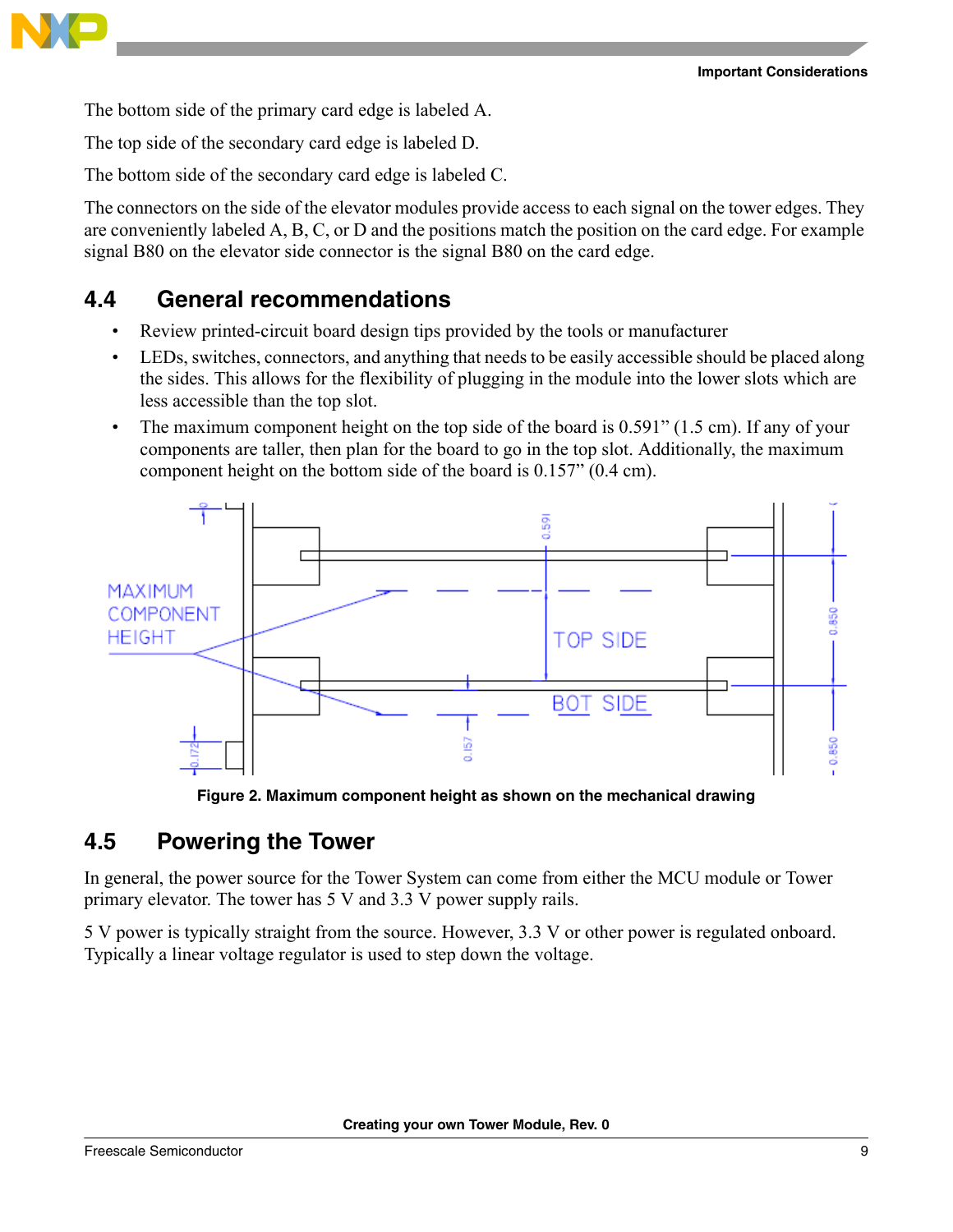The bottom side of the primary card edge is labeled A.

The top side of the secondary card edge is labeled D.

The bottom side of the secondary card edge is labeled C.

The connectors on the side of the elevator modules provide access to each signal on the tower edges. They are conveniently labeled A, B, C, or D and the positions match the position on the card edge. For example signal B80 on the elevator side connector is the signal B80 on the card edge.

## 4.4 General recommendations

- Review printed-circuit board design tips provided by the tools or manufacturer
- LEDs, switches, connectors, and anything that needs to be easily accessible should be placed along the sides. This allows for the flexibility of plugging in the module into the lower slots which are less accessible than the top slot.
- The maximum component height on the top side of the board is 0.591” (1.5 cm). If any of your components are taller, then plan for the board to go in the top slot. Additionally, the maximum component height on the bottom side of the board is 0.157” (0.4 cm).

**Figure 2. Maximum component height as shown on the mechanical drawing**

## 4.5 Powering the Tower

In general, the power source for the Tower System can come from either the MCU module or Tower primary elevator. The tower has 5 V and 3.3 V power supply rails.

5 V power is typically straight from the source. However, 3.3 V or other power is regulated onboard. Typically a linear voltage regulator is used to step down the voltage.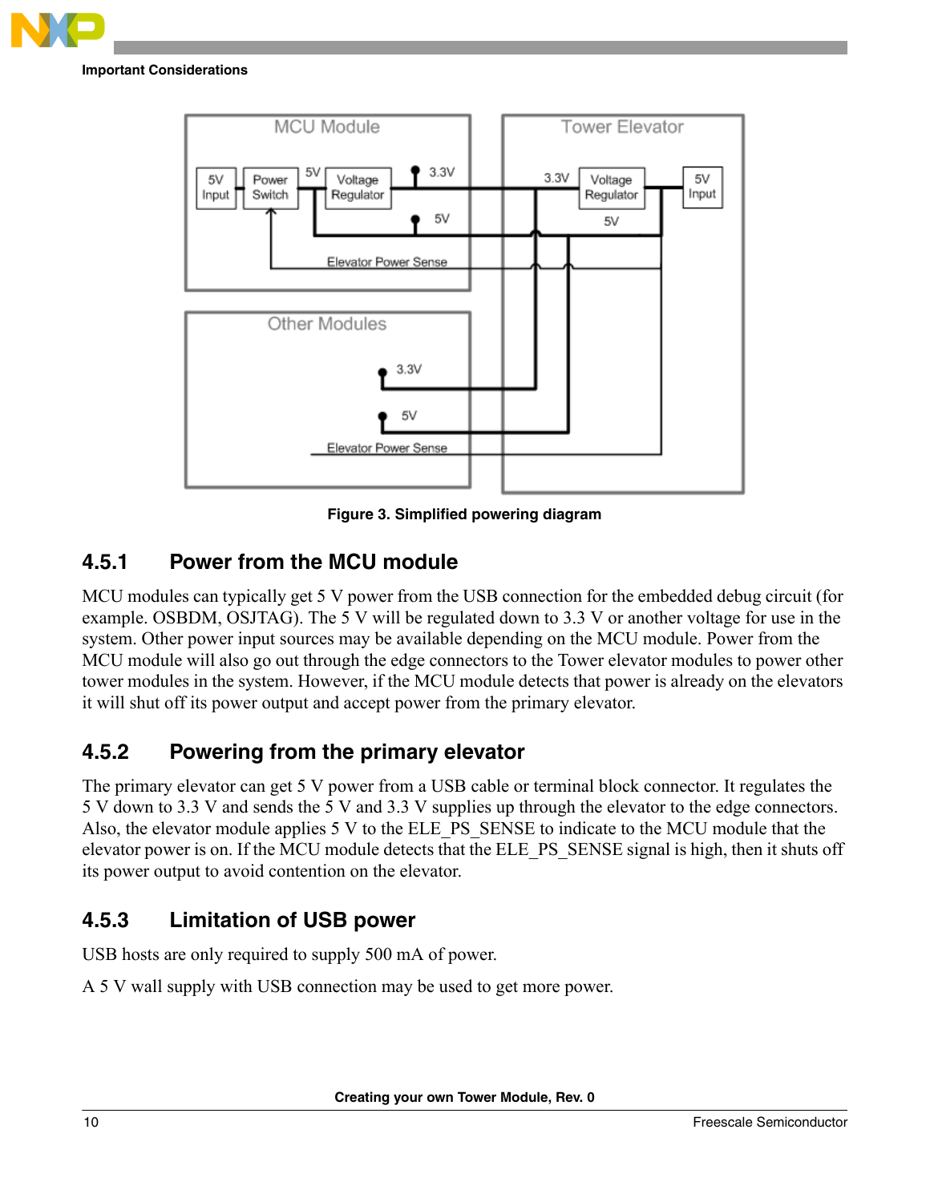Figure 3. Simplified powering diagram

### 4.5.1 Power from the MCU module

MCU modules can typically get 5 V power from the USB connection for the embedded debug circuit (for example. OSBDM, OSJTAG). The 5 V will be regulated down to 3.3 V or another voltage for use in the system. Other power input sources may be available depending on the MCU module. Power from the MCU module will also go out through the edge connectors to the Tower elevator modules to power other tower modules in the system. However, if the MCU module detects that power is already on the elevators it will shut off its power output and accept power from the primary elevator.

### 4.5.2 Powering from the primary elevator

The primary elevator can get 5 V power from a USB cable or terminal block connector. It regulates the 5 V down to 3.3 V and sends the 5 V and 3.3 V supplies up through the elevator to the edge connectors. Also, the elevator module applies 5 V to the ELE_PS_SENSE to indicate to the MCU module that the elevator power is on. If the MCU module detects that the ELE_PS_SENSE signal is high, then it shuts off its power output to avoid contention on the elevator.

### 4.5.3 Limitation of USB power

USB hosts are only required to supply 500 mA of power.

A 5 V wall supply with USB connection may be used to get more power.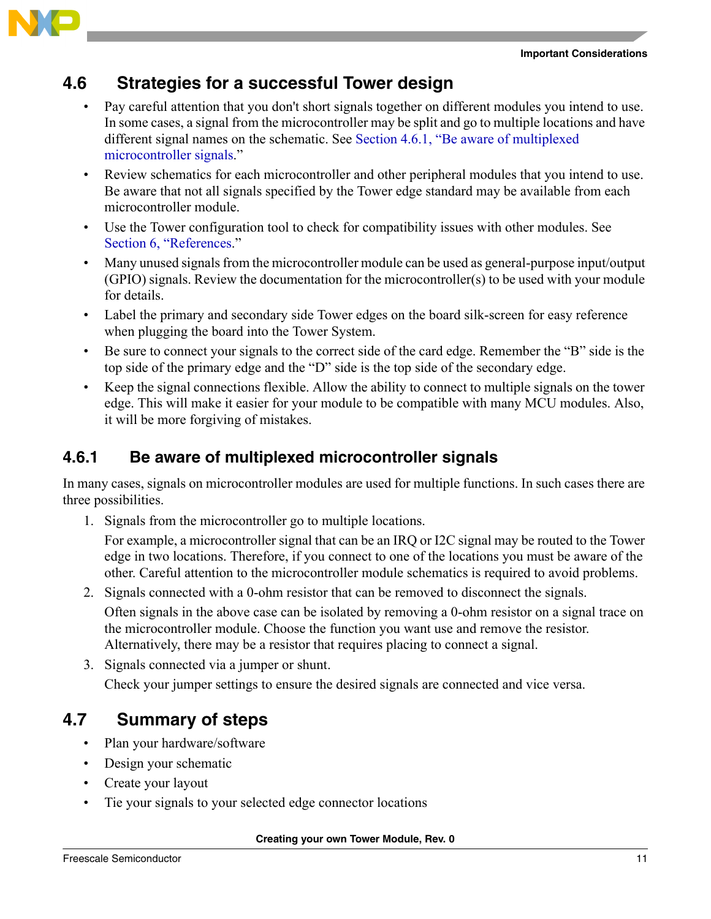## 4.6 Strategies for a successful Tower design

- Pay careful attention that you don't short signals together on different modules you intend to use. In some cases, a signal from the microcontroller may be split and go to multiple locations and have different signal names on the schematic. See Section 4.6.1, "Be aware of multiplexed microcontroller signals."
- Review schematics for each microcontroller and other peripheral modules that you intend to use. Be aware that not all signals specified by the Tower edge standard may be available from each microcontroller module.
- Use the Tower configuration tool to check for compatibility issues with other modules. See Section 6, "References."
- Many unused signals from the microcontroller module can be used as general-purpose input/output (GPIO) signals. Review the documentation for the microcontroller(s) to be used with your module for details.
- Label the primary and secondary side Tower edges on the board silk-screen for easy reference when plugging the board into the Tower System.
- Be sure to connect your signals to the correct side of the card edge. Remember the "B" side is the top side of the primary edge and the "D" side is the top side of the secondary edge.
- Keep the signal connections flexible. Allow the ability to connect to multiple signals on the tower edge. This will make it easier for your module to be compatible with many MCU modules. Also, it will be more forgiving of mistakes.

### 4.6.1 Be aware of multiplexed microcontroller signals

In many cases, signals on microcontroller modules are used for multiple functions. In such cases there are three possibilities.

1. Signals from the microcontroller go to multiple locations.

   For example, a microcontroller signal that can be an IRQ or I2C signal may be routed to the Tower edge in two locations. Therefore, if you connect to one of the locations you must be aware of the other. Careful attention to the microcontroller module schematics is required to avoid problems.

2. Signals connected with a 0-ohm resistor that can be removed to disconnect the signals.

   Often signals in the above case can be isolated by removing a 0-ohm resistor on a signal trace on the microcontroller module. Choose the function you want use and remove the resistor. Alternatively, there may be a resistor that requires placing to connect a signal.

3. Signals connected via a jumper or shunt.

   Check your jumper settings to ensure the desired signals are connected and vice versa.

## 4.7 Summary of steps

- Plan your hardware/software
- Design your schematic
- Create your layout
- Tie your signals to your selected edge connector locations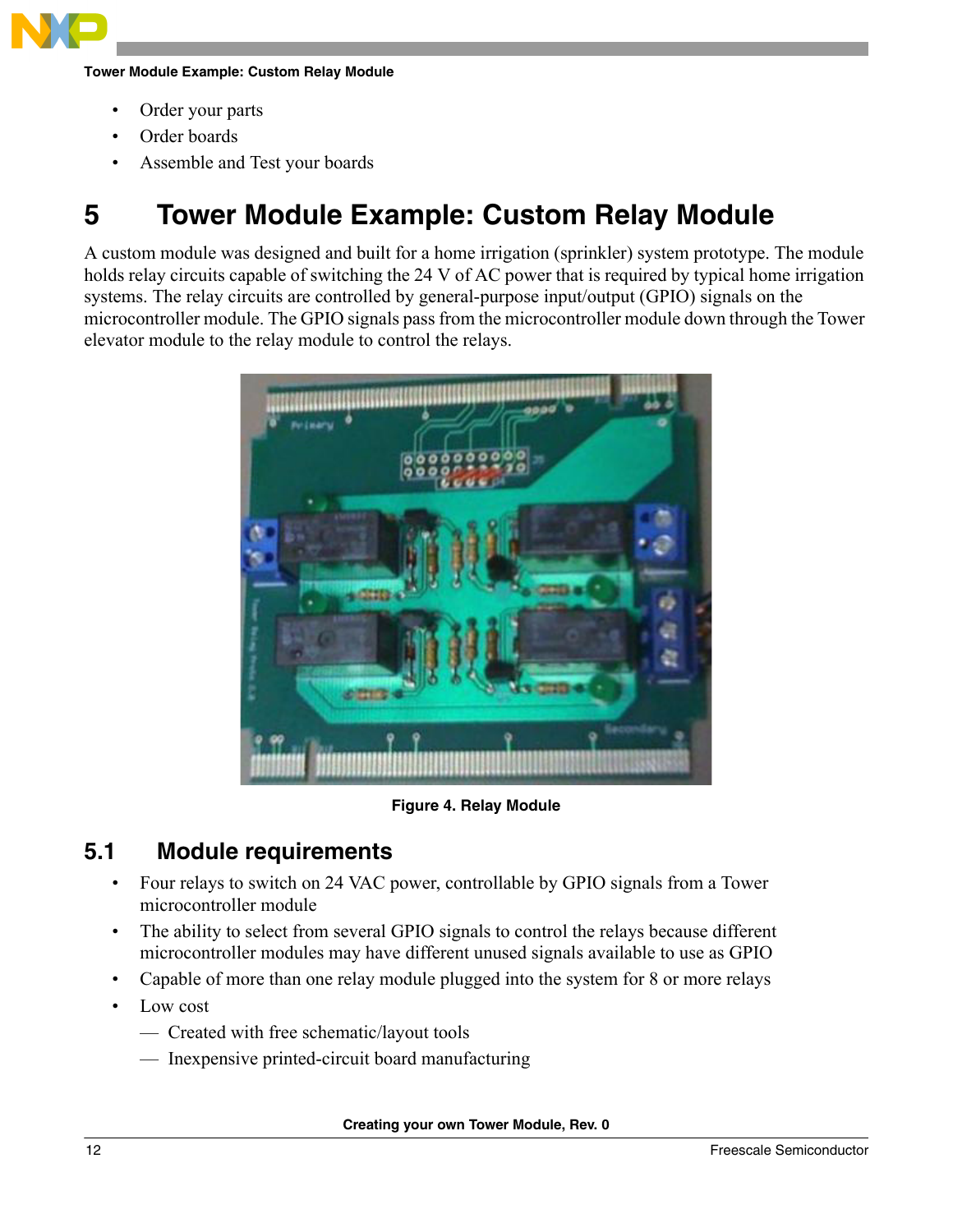- Order your parts
- Order boards
- Assemble and Test your boards

# 5 Tower Module Example: Custom Relay Module

A custom module was designed and built for a home irrigation (sprinkler) system prototype. The module holds relay circuits capable of switching the 24 V of AC power that is required by typical home irrigation systems. The relay circuits are controlled by general-purpose input/output (GPIO) signals on the microcontroller module. The GPIO signals pass from the microcontroller module down through the Tower elevator module to the relay module to control the relays.

**Figure 4. Relay Module**

## 5.1 Module requirements

- Four relays to switch on 24 VAC power, controllable by GPIO signals from a Tower microcontroller module
- The ability to select from several GPIO signals to control the relays because different microcontroller modules may have different unused signals available to use as GPIO
- Capable of more than one relay module plugged into the system for 8 or more relays
- Low cost
  - Created with free schematic/layout tools
  - Inexpensive printed-circuit board manufacturing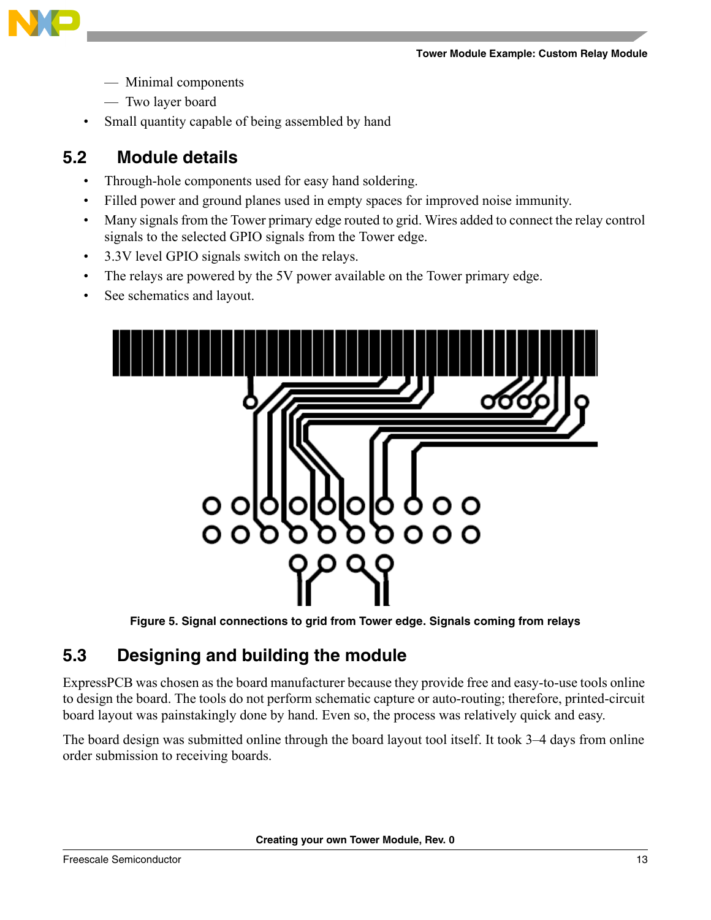- Minimal components
    - Two layer board
- Small quantity capable of being assembled by hand

## 5.2 Module details

- Through-hole components used for easy hand soldering.
- Filled power and ground planes used in empty spaces for improved noise immunity.
- Many signals from the Tower primary edge routed to grid. Wires added to connect the relay control signals to the selected GPIO signals from the Tower edge.
- 3.3V level GPIO signals switch on the relays.
- The relays are powered by the 5V power available on the Tower primary edge.
- See schematics and layout.

**Figure 5. Signal connections to grid from Tower edge. Signals coming from relays**

## 5.3 Designing and building the module

ExpressPCB was chosen as the board manufacturer because they provide free and easy-to-use tools online to design the board. The tools do not perform schematic capture or auto-routing; therefore, printed-circuit board layout was painstakingly done by hand. Even so, the process was relatively quick and easy.

The board design was submitted online through the board layout tool itself. It took 3–4 days from online order submission to receiving boards.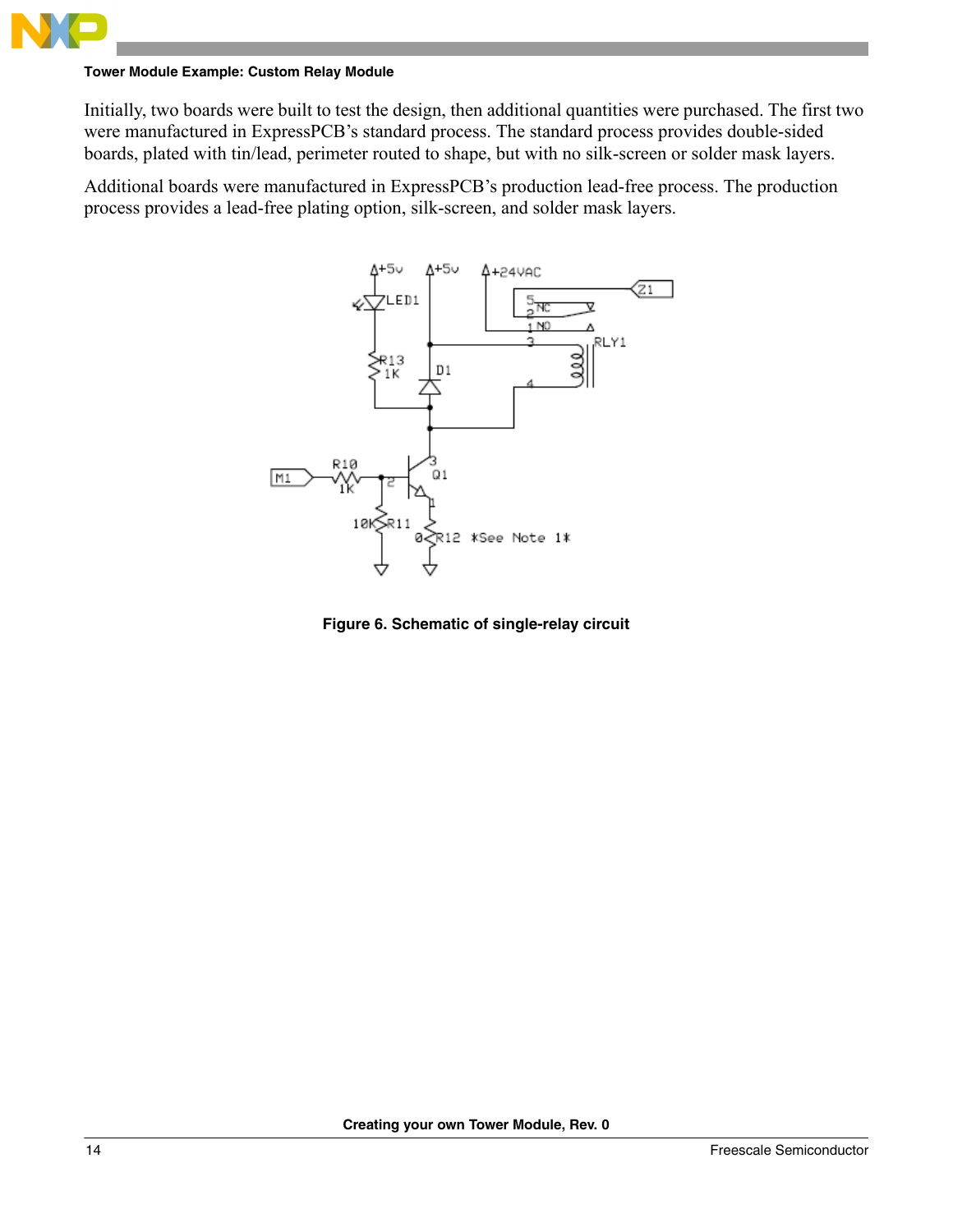Initially, two boards were built to test the design, then additional quantities were purchased. The first two were manufactured in ExpressPCB's standard process. The standard process provides double-sided boards, plated with tin/lead, perimeter routed to shape, but with no silk-screen or solder mask layers.

Additional boards were manufactured in ExpressPCB's production lead-free process. The production process provides a lead-free plating option, silk-screen, and solder mask layers.

**Figure 6. Schematic of single-relay circuit**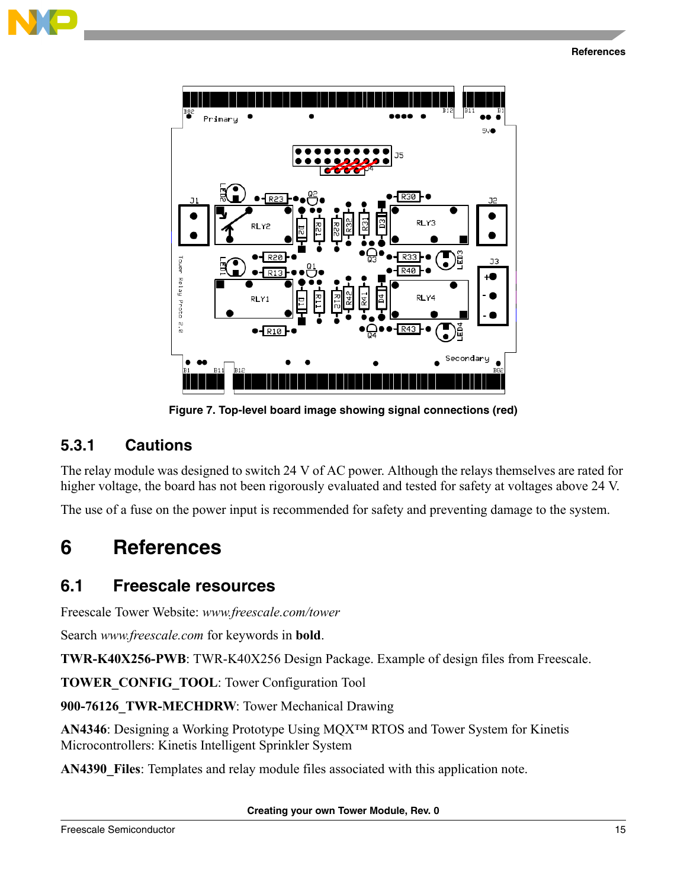Figure 7. Top-level board image showing signal connections (red)

### 5.3.1 Cautions

The relay module was designed to switch 24 V of AC power. Although the relays themselves are rated for higher voltage, the board has not been rigorously evaluated and tested for safety at voltages above 24 V.

The use of a fuse on the power input is recommended for safety and preventing damage to the system.

# 6 References

## 6.1 Freescale resources

Freescale Tower Website: *www.freescale.com/tower*

Search *www.freescale.com* for keywords in **bold**.

**TWR-K40X256-PWB**: TWR-K40X256 Design Package. Example of design files from Freescale.

**TOWER_CONFIG_TOOL**: Tower Configuration Tool

**900-76126_TWR-MECHDRW**: Tower Mechanical Drawing

**AN4346**: Designing a Working Prototype Using MQX™ RTOS and Tower System for Kinetis Microcontrollers: Kinetis Intelligent Sprinkler System

**AN4390_Files**: Templates and relay module files associated with this application note.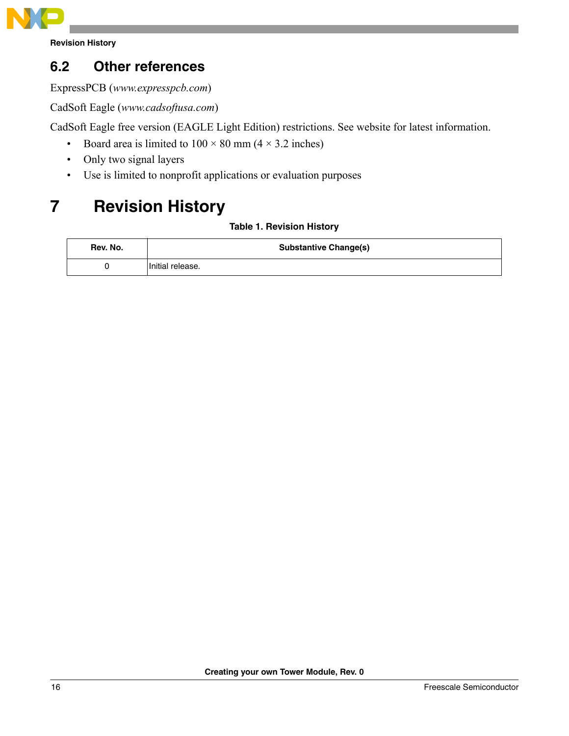## 6.2 Other references

ExpressPCB (*www.expresspcb.com*)

CadSoft Eagle (*www.cadsoftusa.com*)

CadSoft Eagle free version (EAGLE Light Edition) restrictions. See website for latest information.

- Board area is limited to 100 × 80 mm (4 × 3.2 inches)
- Only two signal layers
- Use is limited to nonprofit applications or evaluation purposes

# 7 Revision History

**Table 1. Revision History**

| Rev. No. | Substantive Change(s) |
|---|---|
| 0 | Initial release. |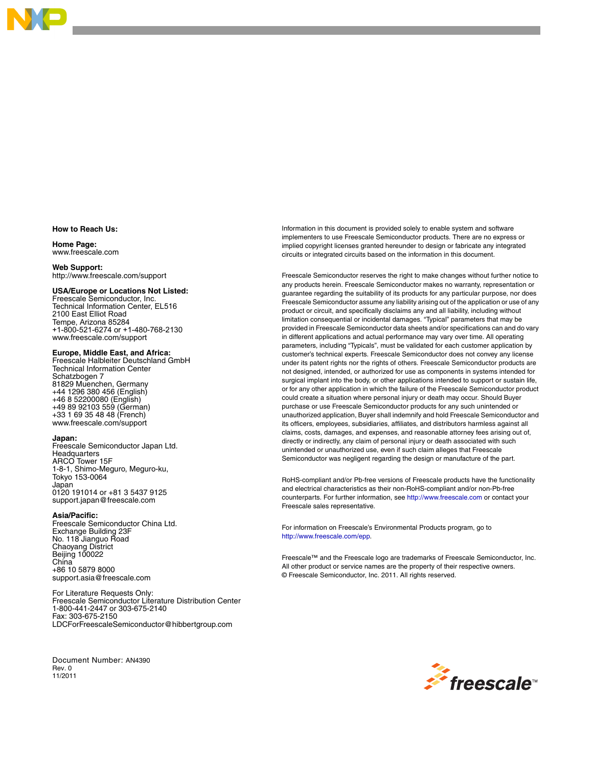**How to Reach Us:**

**Home Page:**
www.freescale.com

**Web Support:**
http://www.freescale.com/support

**USA/Europe or Locations Not Listed:**
Freescale Semiconductor, Inc.
Technical Information Center, EL516
2100 East Elliot Road
Tempe, Arizona 85284
+1-800-521-6274 or +1-480-768-2130
www.freescale.com/support

**Europe, Middle East, and Africa:**
Freescale Halbleiter Deutschland GmbH
Technical Information Center
Schatzbogen 7
81829 Muenchen, Germany
+44 1296 380 456 (English)
+46 8 52200080 (English)
+49 89 92103 559 (German)
+33 1 69 35 48 48 (French)
www.freescale.com/support

**Japan:**
Freescale Semiconductor Japan Ltd.
Headquarters
ARCO Tower 15F
1-8-1, Shimo-Meguro, Meguro-ku,
Tokyo 153-0064
Japan
0120 191014 or +81 3 5437 9125
support.japan@freescale.com

**Asia/Pacific:**
Freescale Semiconductor China Ltd.
Exchange Building 23F
No. 118 Jianguo Road
Chaoyang District
Beijing 100022
China
+86 10 5879 8000
support.asia@freescale.com

For Literature Requests Only:
Freescale Semiconductor Literature Distribution Center
1-800-441-2447 or 303-675-2140
Fax: 303-675-2150
LDCForFreescaleSemiconductor@hibbertgroup.com

Information in this document is provided solely to enable system and software implementers to use Freescale Semiconductor products. There are no express or implied copyright licenses granted hereunder to design or fabricate any integrated circuits or integrated circuits based on the information in this document.

Freescale Semiconductor reserves the right to make changes without further notice to any products herein. Freescale Semiconductor makes no warranty, representation or guarantee regarding the suitability of its products for any particular purpose, nor does Freescale Semiconductor assume any liability arising out of the application or use of any product or circuit, and specifically disclaims any and all liability, including without limitation consequential or incidental damages. "Typical" parameters that may be provided in Freescale Semiconductor data sheets and/or specifications can and do vary in different applications and actual performance may vary over time. All operating parameters, including "Typicals", must be validated for each customer application by customer's technical experts. Freescale Semiconductor does not convey any license under its patent rights nor the rights of others. Freescale Semiconductor products are not designed, intended, or authorized for use as components in systems intended for surgical implant into the body, or other applications intended to support or sustain life, or for any other application in which the failure of the Freescale Semiconductor product could create a situation where personal injury or death may occur. Should Buyer purchase or use Freescale Semiconductor products for any such unintended or unauthorized application, Buyer shall indemnify and hold Freescale Semiconductor and its officers, employees, subsidiaries, affiliates, and distributors harmless against all claims, costs, damages, and expenses, and reasonable attorney fees arising out of, directly or indirectly, any claim of personal injury or death associated with such unintended or unauthorized use, even if such claim alleges that Freescale Semiconductor was negligent regarding the design or manufacture of the part.

RoHS-compliant and/or Pb-free versions of Freescale products have the functionality and electrical characteristics as their non-RoHS-compliant and/or non-Pb-free counterparts. For further information, see http://www.freescale.com or contact your Freescale sales representative.

For information on Freescale's Environmental Products program, go to http://www.freescale.com/epp.

Freescale™ and the Freescale logo are trademarks of Freescale Semiconductor, Inc. All other product or service names are the property of their respective owners.
© Freescale Semiconductor, Inc. 2011. All rights reserved.

Document Number: AN4390
Rev. 0
11/2011